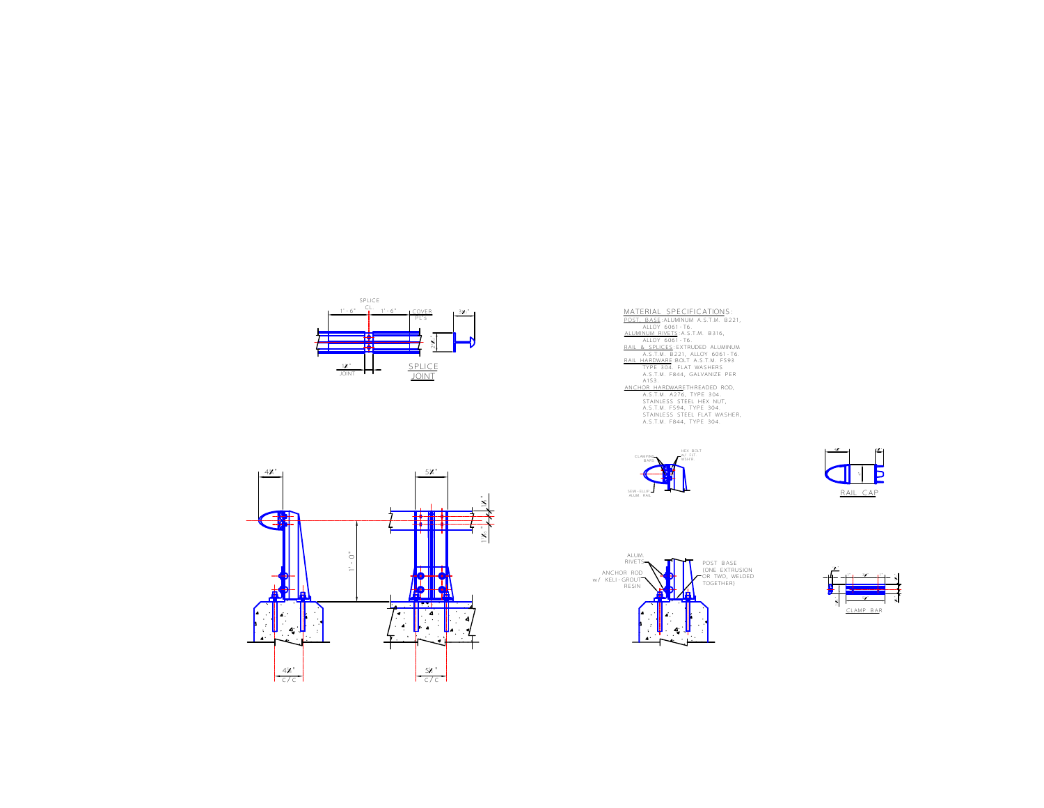SPLICE CL

1'-6" 1'-6"

COVER PL's

3/4"

2"

1/4" JOINT

SPLICE JOINT

## MATERIAL SPECIFICATIONS:

POST, BASE-ALUMINUM A.S.T.M. B221, ALLOY 6061-T6.

ALUMINUM RIVETS-A.S.T.M. B316, ALLOY 6061-T6.

RAIL & SPLICES-EXTRUDED ALUMINUM A.S.T.M. B221, ALLOY 6061-T6.

RAIL HARDWARE BOLT A.S.T.M. F593 TYPE 304. FLAT WASHERS A.S.T.M. F844, GALVANIZE PER A153.

ANCHOR HARDWARE-THREADED ROD, A.S.T.M. A276, TYPE 304. STAINLESS STEEL HEX NUT, A.S.T.M. F594, TYPE 304. STAINLESS STEEL FLAT WASHER, A.S.T.M. F844, TYPE 304.

CLAMPING BARS

HEX BOLT w/ FLT. WSHR.

SEMI-ELLIP. ALUM. RAIL

RAIL CAP

4/4"

5/4"

1'-0"

1/4"

1/4"

4/4" c/c

5/4" c/c

ALUM. RIVETS

ANCHOR ROD w/ KELI-GROUT RESIN

POST BASE (ONE EXTRUSION OR TWO, WELDED TOGETHER)

CLAMP BAR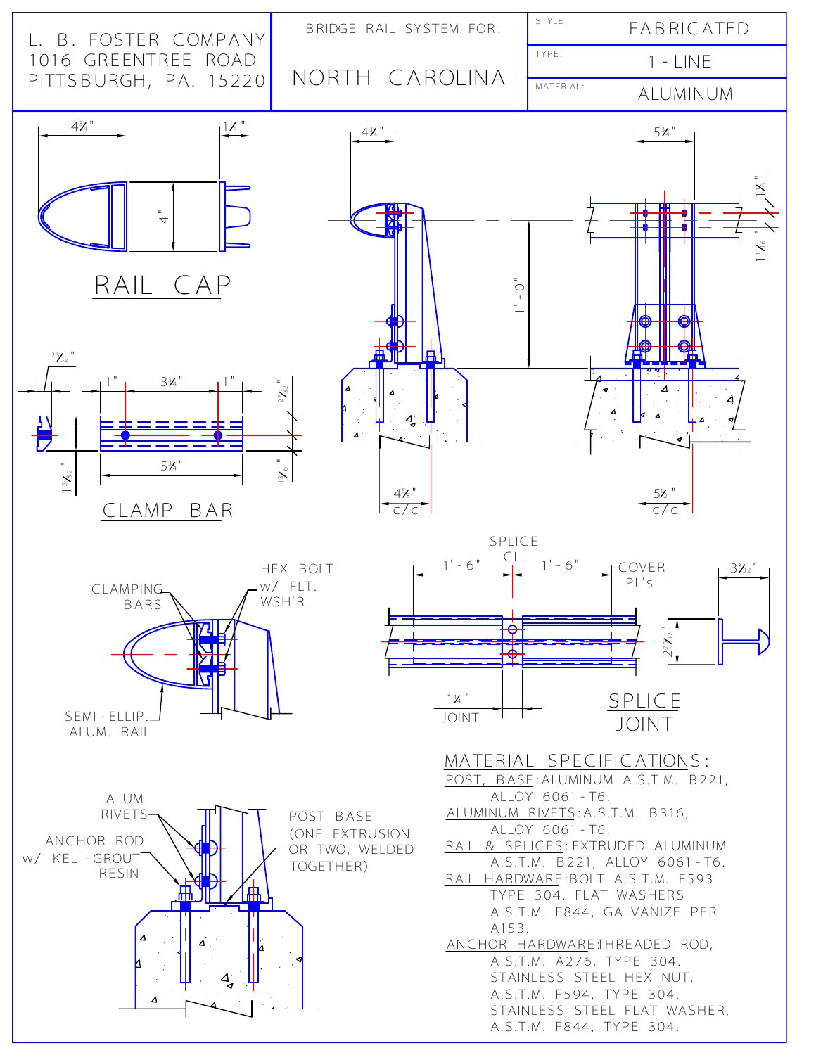| | | | |
|---|---|---|---|
| L. B. FOSTER COMPANY<br>1016 GREENTREE ROAD<br>PITTSBURGH, PA. 15220 | BRIDGE RAIL SYSTEM FOR:<br>NORTH CAROLINA | STYLE: | FABRICATED |
| | | TYPE: | 1 - LINE |
| | | MATERIAL: | ALUMINUM |

4¾"

1¼"

4"

RAIL CAP

23⁄32"

1"

3¾"

1"

27⁄32"

1 21⁄32"

5¾"

13⁄16"

CLAMP BAR

4¾"

1' - 0"

4⅝" C/C

5¾"

1⅛"

1 11⁄16"

5½" C/C

HEX BOLT w/ FLT. WSH'R.

CLAMPING BARS

SEMI-ELLIP. ALUM. RAIL

SPLICE CL.

1' - 6"

1' - 6"

COVER PL's

3⅜2"

2 25⁄32"

1¼" JOINT

SPLICE JOINT

ALUM. RIVETS

ANCHOR ROD w/ KELI-GROUT RESIN

POST BASE (ONE EXTRUSION OR TWO, WELDED TOGETHER)

MATERIAL SPECIFICATIONS:

POST, BASE: ALUMINUM A.S.T.M. B221, ALLOY 6061-T6.

ALUMINUM RIVETS: A.S.T.M. B316, ALLOY 6061-T6.

RAIL & SPLICES: EXTRUDED ALUMINUM A.S.T.M. B221, ALLOY 6061-T6.

RAIL HARDWARE: BOLT A.S.T.M. F593 TYPE 304. FLAT WASHERS A.S.T.M. F844, GALVANIZE PER A153.

ANCHOR HARDWARE: THREADED ROD, A.S.T.M. A276, TYPE 304. STAINLESS STEEL HEX NUT, A.S.T.M. F594, TYPE 304. STAINLESS STEEL FLAT WASHER, A.S.T.M. F844, TYPE 304.